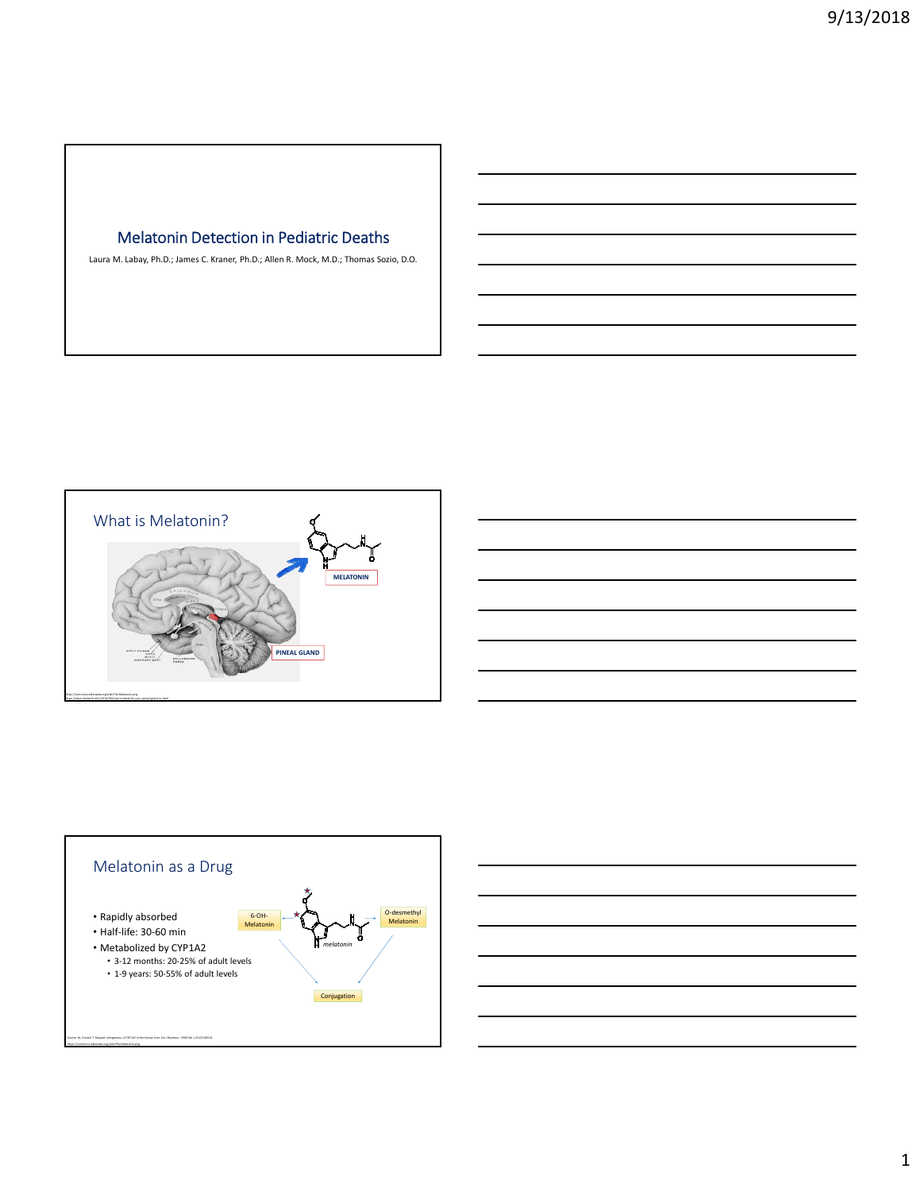# Melatonin Detection in Pediatric Deaths

Laura M. Labay, Ph.D.; James C. Kraner, Ph.D.; Allen R. Mock, M.D.; Thomas Sozio, D.O.

## What is Melatonin?

MELATONIN

PINEAL GLAND

## Melatonin as a Drug

- Rapidly absorbed
- Half-life: 30-60 min
- Metabolized by CYP1A2
  - 3-12 months: 20-25% of adult levels
  - 1-9 years: 50-55% of adult levels

6-OH-Melatonin

*melatonin*

O-desmethyl Melatonin

Conjugation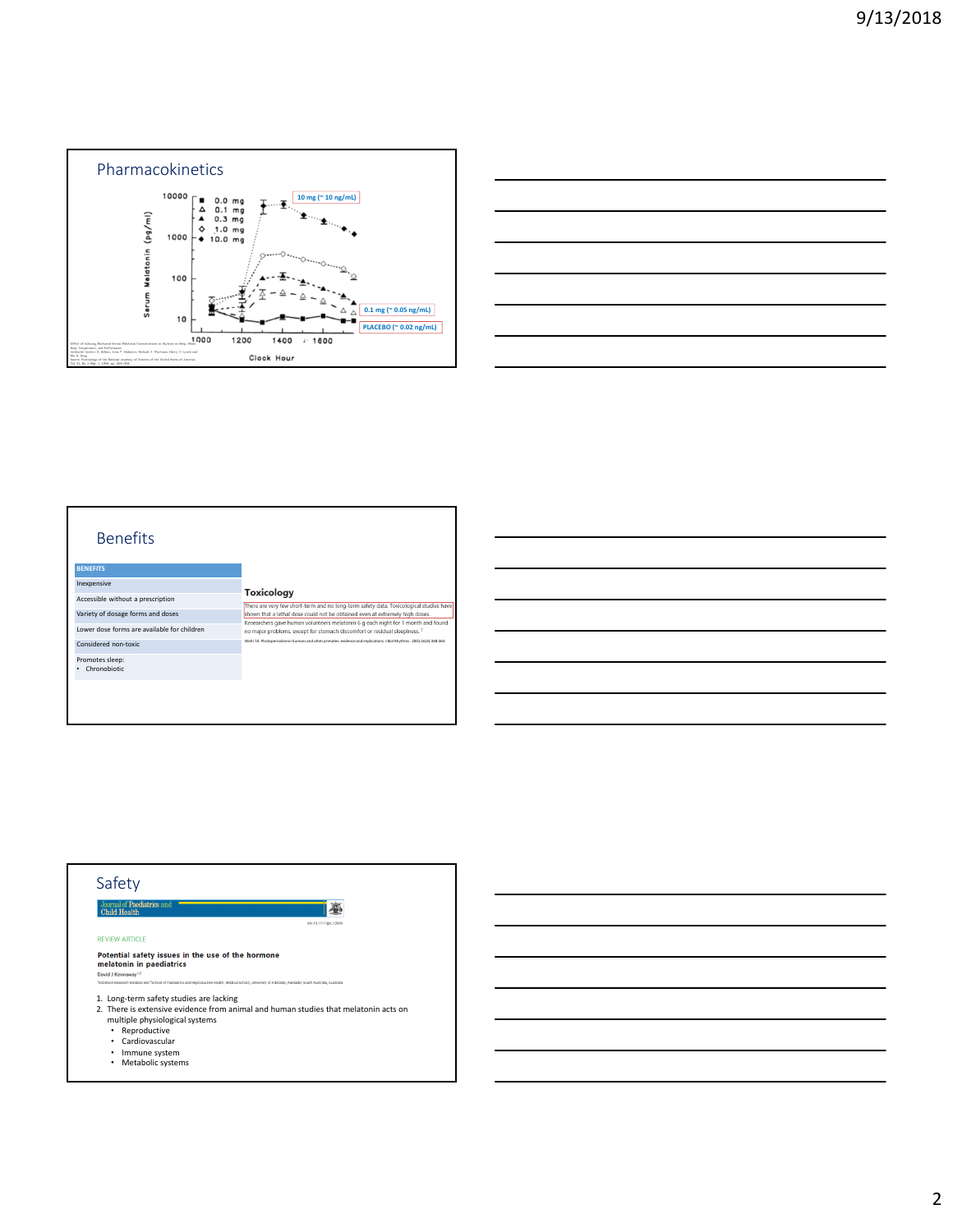## Pharmacokinetics

Serum Melatonin (pg/ml)

10000, 1000, 100, 10

■ 0.0 mg
△ 0.1 mg
▲ 0.3 mg
◇ 1.0 mg
◆ 10.0 mg

10 mg (~ 10 ng/mL)

0.1 mg (~ 0.05 ng/mL)

PLACEBO (~ 0.02 ng/mL)

1000 1200 1400 1600

Clock Hour

Effect of Inducing Nocturnal Serum Melatonin Concentrations in Daytime on Sleep, Mood, Body Temperature, and Performance. Author(s): Andrew B. Dollins, Irina V. Zhdanova, Richard J. Wurtman, Harry J. Lynch and Mo H. Deng. Source: Proceedings of the National Academy of Sciences of the United States of America, Vol. 91, No. 5 (Mar. 1, 1994), pp. 1824-1828

## Benefits

| BENEFITS |
| --- |
| Inexpensive |
| Accessible without a prescription |
| Variety of dosage forms and doses |
| Lower dose forms are available for children |
| Considered non-toxic |
| Promotes sleep:<br>• Chronobiotic |

### Toxicology

There are very few short-term and no long-term safety data. Toxicological studies have shown that a lethal dose could not be obtained even at extremely high doses.

Researchers gave human volunteers melatonin 6 g each night for 1 month and found no major problems, except for stomach discomfort or residual sleepiness.[1]

Wehr TA. Photoperiodism in humans and other primates: evidence and implications. J Biol Rhythms. 2001;16(4):348-364.

## Safety

Journal of Paediatrics and Child Health

doi:10.1111/jpc.12840

REVIEW ARTICLE

**Potential safety issues in the use of the hormone melatonin in paediatrics**

David J Kennaway[1,2]

[1]Robinson Research Institute and [2]School of Paediatrics and Reproductive Health, Medical School, University of Adelaide, Adelaide, South Australia, Australia

1. Long-term safety studies are lacking
2. There is extensive evidence from animal and human studies that melatonin acts on multiple physiological systems
   - Reproductive
   - Cardiovascular
   - Immune system
   - Metabolic systems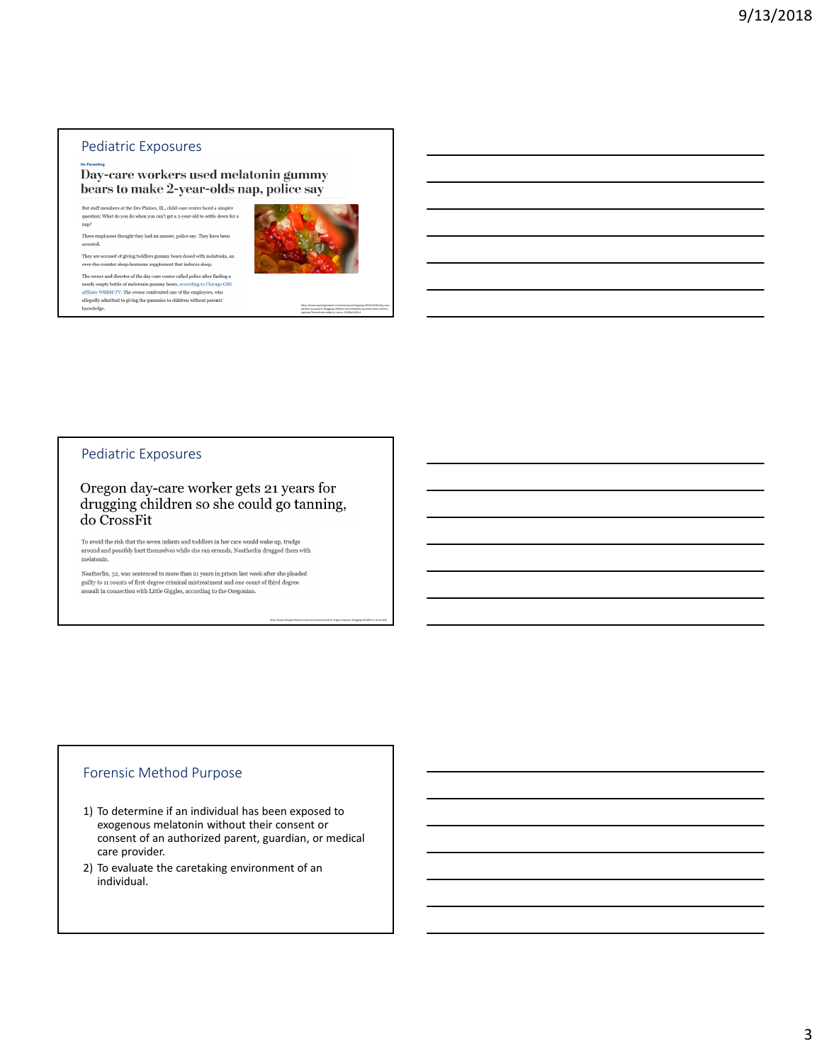## Pediatric Exposures

On Parenting

### Day-care workers used melatonin gummy bears to make 2-year-olds nap, police say

But staff members at the Des Plaines, Ill., child-care center faced a simpler question: What do you do when you can't get a 2-year-old to settle down for a nap?

Three employees thought they had an answer, police say. They have been arrested.

They are accused of giving toddlers gummy bears dosed with melatonin, an over-the-counter sleep-hormone supplement that induces sleep.

The owner and director of the day-care center called police after finding a nearly empty bottle of melatonin gummy bears, according to Chicago CBS affiliate WBBM-TV. The owner confronted one of the employees, who allegedly admitted to giving the gummies to children without parents' knowledge.

## Pediatric Exposures

### Oregon day-care worker gets 21 years for drugging children so she could go tanning, do CrossFit

To avoid the risk that the seven infants and toddlers in her care would wake up, trudge around and possibly hurt themselves while she ran errands, Neatherlin drugged them with melatonin.

Neatherlin, 32, was sentenced to more than 21 years in prison last week after she pleaded guilty to 11 counts of first-degree criminal mistreatment and one count of third degree assault in connection with Little Giggles, according to the Oregonian.

## Forensic Method Purpose

1) To determine if an individual has been exposed to exogenous melatonin without their consent or consent of an authorized parent, guardian, or medical care provider.
2) To evaluate the caretaking environment of an individual.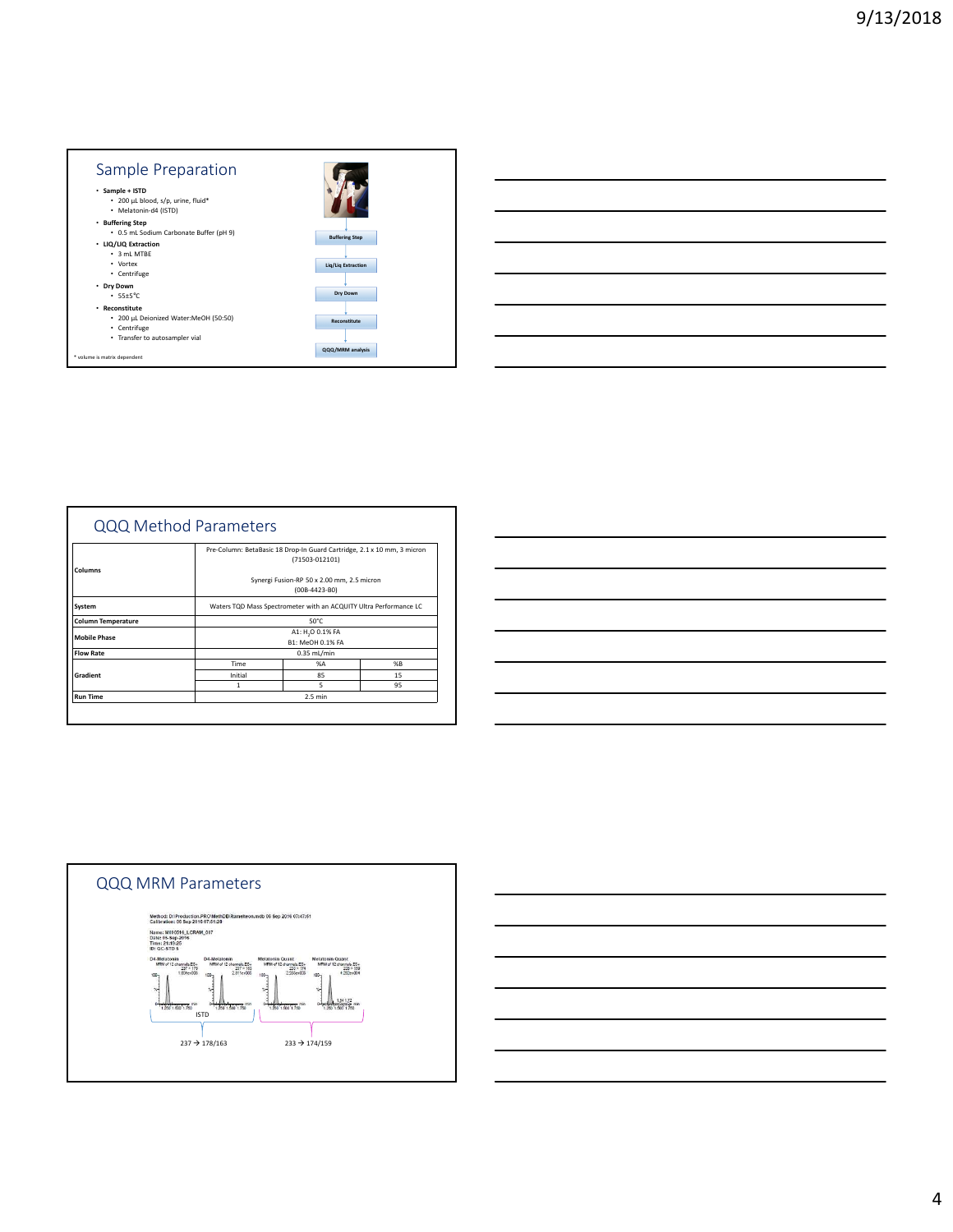## Sample Preparation

- **Sample + ISTD**
  - 200 µL blood, s/p, urine, fluid*
  - Melatonin-d4 (ISTD)
- **Buffering Step**
  - 0.5 mL Sodium Carbonate Buffer (pH 9)
- **LIQ/LIQ Extraction**
  - 3 mL MTBE
  - Vortex
  - Centrifuge
- **Dry Down**
  - 55±5°C
- **Reconstitute**
  - 200 µL Deionized Water:MeOH (50:50)
  - Centrifuge
  - Transfer to autosampler vial

Buffering Step → Liq/Liq Extraction → Dry Down → Reconstitute → QQQ/MRM analysis

\* volume is matrix dependent

## QQQ Method Parameters

| | | | |
|---|---|---|---|
| **Columns** | Pre-Column: BetaBasic 18 Drop-In Guard Cartridge, 2.1 x 10 mm, 3 micron (71503-012101)<br><br>Synergi Fusion-RP 50 x 2.00 mm, 2.5 micron (00B-4423-B0) | | |
| **System** | Waters TQD Mass Spectrometer with an ACQUITY Ultra Performance LC | | |
| **Column Temperature** | 50°C | | |
| **Mobile Phase** | A1: $H_2O$ 0.1% FA<br>B1: MeOH 0.1% FA | | |
| **Flow Rate** | 0.35 mL/min | | |
| **Gradient** | Time | %A | %B |
| | Initial | 85 | 15 |
| | 1 | 5 | 95 |
| **Run Time** | 2.5 min | | |

## QQQ MRM Parameters

Method: D:\Production.PRO\MethDB\Ramelteon.mdb 06 Sep 2016 07:47:51
Calibration: 06 Sep 2016 07:51:20

Name: M890016_LCRAM_087
Date: 05-Sep-2016
Time: 21:10:25
ID: QC-STD 5

D4-Melatonin — D4-Melatonin — Melatonin Quant — Melatonin Quant

ISTD

237 → 178/163

233 → 174/159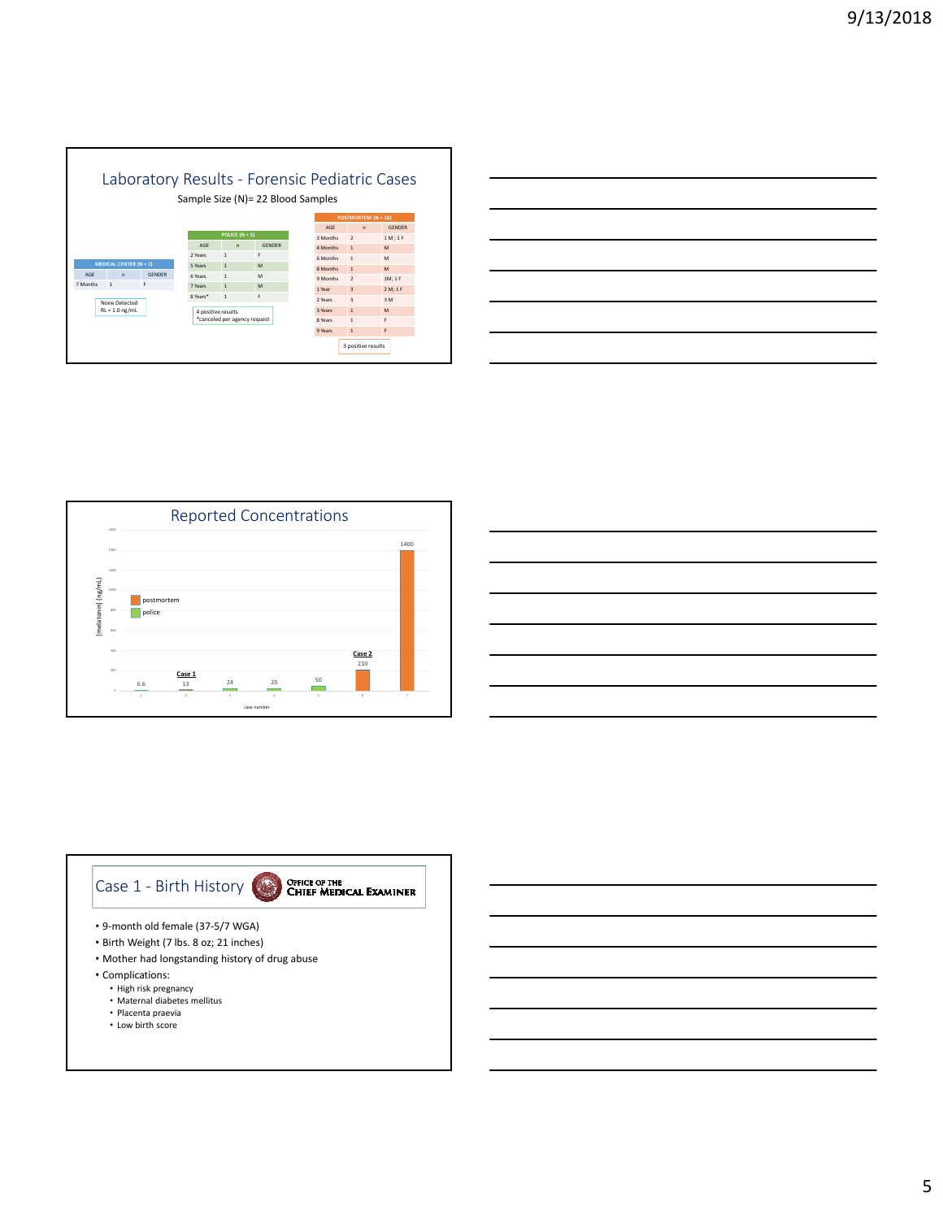## Laboratory Results - Forensic Pediatric Cases

Sample Size (N)= 22 Blood Samples

| MEDICAL CENTER (N = 1) | | |
|---|---|---|
| AGE | n | GENDER |
| 7 Months | 1 | F |

None Detected
RL = 1.0 ng/mL

| POLICE (N = 5) | | |
|---|---|---|
| AGE | n | GENDER |
| 2 Years | 1 | F |
| 5 Years | 1 | M |
| 6 Years | 1 | M |
| 7 Years | 1 | M |
| 8 Years* | 1 | F |

4 positive results
*canceled per agency request

| POSTMORTEM (N = 16) | | |
|---|---|---|
| AGE | n | GENDER |
| 3 Months | 2 | 1 M ; 1 F |
| 4 Months | 1 | M |
| 6 Months | 1 | M |
| 8 Months | 1 | M |
| 9 Months | 2 | 1M; 1 F |
| 1 Year | 3 | 2 M; 1 F |
| 2 Years | 3 | 3 M |
| 3 Years | 1 | M |
| 8 Years | 1 | F |
| 9 Years | 1 | F |

3 positive results

## Reported Concentrations

[melatonin] (ng/mL) by case number:

| case number | [melatonin] (ng/mL) | |
|---|---|---|
| 1 | 6.6 | |
| 2 | 13 | Case 1 |
| 3 | 24 | |
| 4 | 25 | |
| 5 | 50 | |
| 6 | 210 | Case 2 |
| 7 | 1400 | |

Legend: postmortem; police

## Case 1 - Birth History

OFFICE OF THE CHIEF MEDICAL EXAMINER

- 9-month old female (37-5/7 WGA)
- Birth Weight (7 lbs. 8 oz; 21 inches)
- Mother had longstanding history of drug abuse
- Complications:
  - High risk pregnancy
  - Maternal diabetes mellitus
  - Placenta praevia
  - Low birth score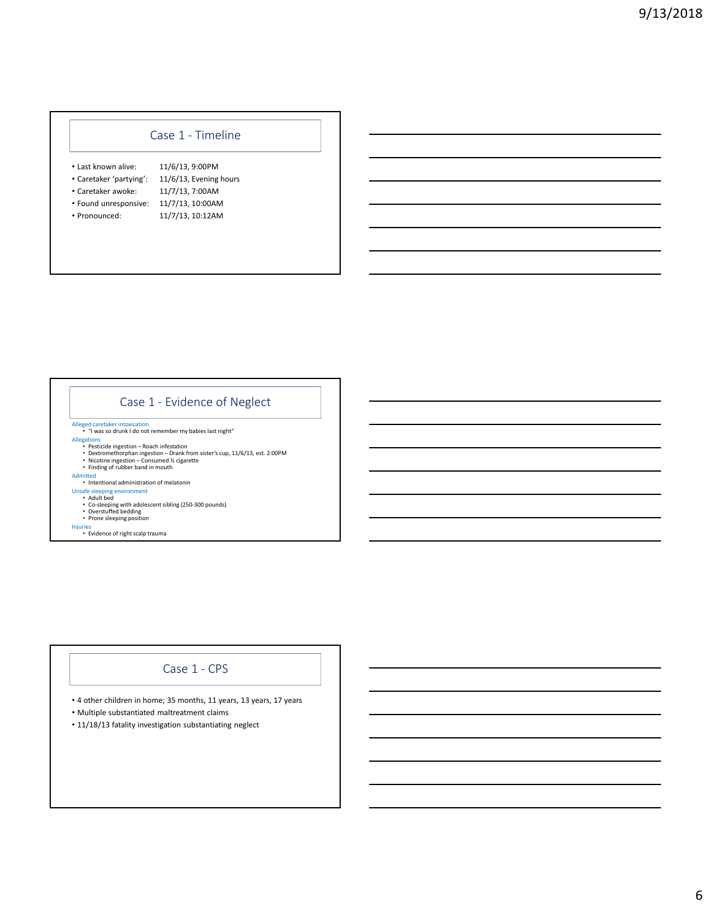## Case 1 - Timeline

- Last known alive: 11/6/13, 9:00PM
- Caretaker 'partying': 11/6/13, Evening hours
- Caretaker awoke: 11/7/13, 7:00AM
- Found unresponsive: 11/7/13, 10:00AM
- Pronounced: 11/7/13, 10:12AM

## Case 1 - Evidence of Neglect

Alleged caretaker intoxication
- "I was so drunk I do not remember my babies last night"

Allegations
- Pesticide ingestion – Roach infestation
- Dextromethorphan ingestion – Drank from sister's cup, 11/6/13, est. 2:00PM
- Nicotine ingestion – Consumed ½ cigarette
- Finding of rubber band in mouth

Admitted
- Intentional administration of melatonin

Unsafe sleeping environment
- Adult bed
- Co-sleeping with adolescent sibling (250-300 pounds)
- Overstuffed bedding
- Prone sleeping position

Injuries
- Evidence of right scalp trauma

## Case 1 - CPS

- 4 other children in home; 35 months, 11 years, 13 years, 17 years
- Multiple substantiated maltreatment claims
- 11/18/13 fatality investigation substantiating neglect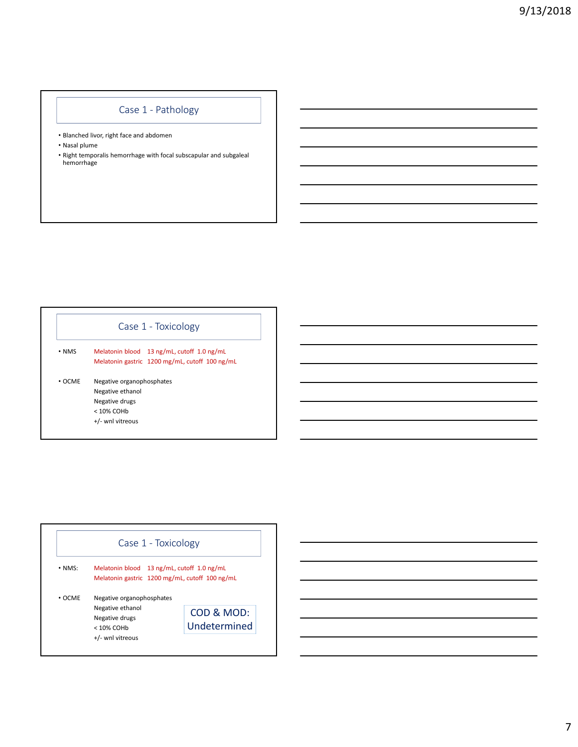## Case 1 - Pathology

- Blanched livor, right face and abdomen
- Nasal plume
- Right temporalis hemorrhage with focal subscapular and subgaleal hemorrhage

## Case 1 - Toxicology

- NMS
  - Melatonin blood 13 ng/mL, cutoff 1.0 ng/mL
  - Melatonin gastric 1200 mg/mL, cutoff 100 ng/mL
- OCME
  - Negative organophosphates
  - Negative ethanol
  - Negative drugs
  - < 10% COHb
  - +/- wnl vitreous

## Case 1 - Toxicology

- NMS:
  - Melatonin blood 13 ng/mL, cutoff 1.0 ng/mL
  - Melatonin gastric 1200 mg/mL, cutoff 100 ng/mL
- OCME
  - Negative organophosphates
  - Negative ethanol
  - Negative drugs
  - < 10% COHb
  - +/- wnl vitreous

COD & MOD: Undetermined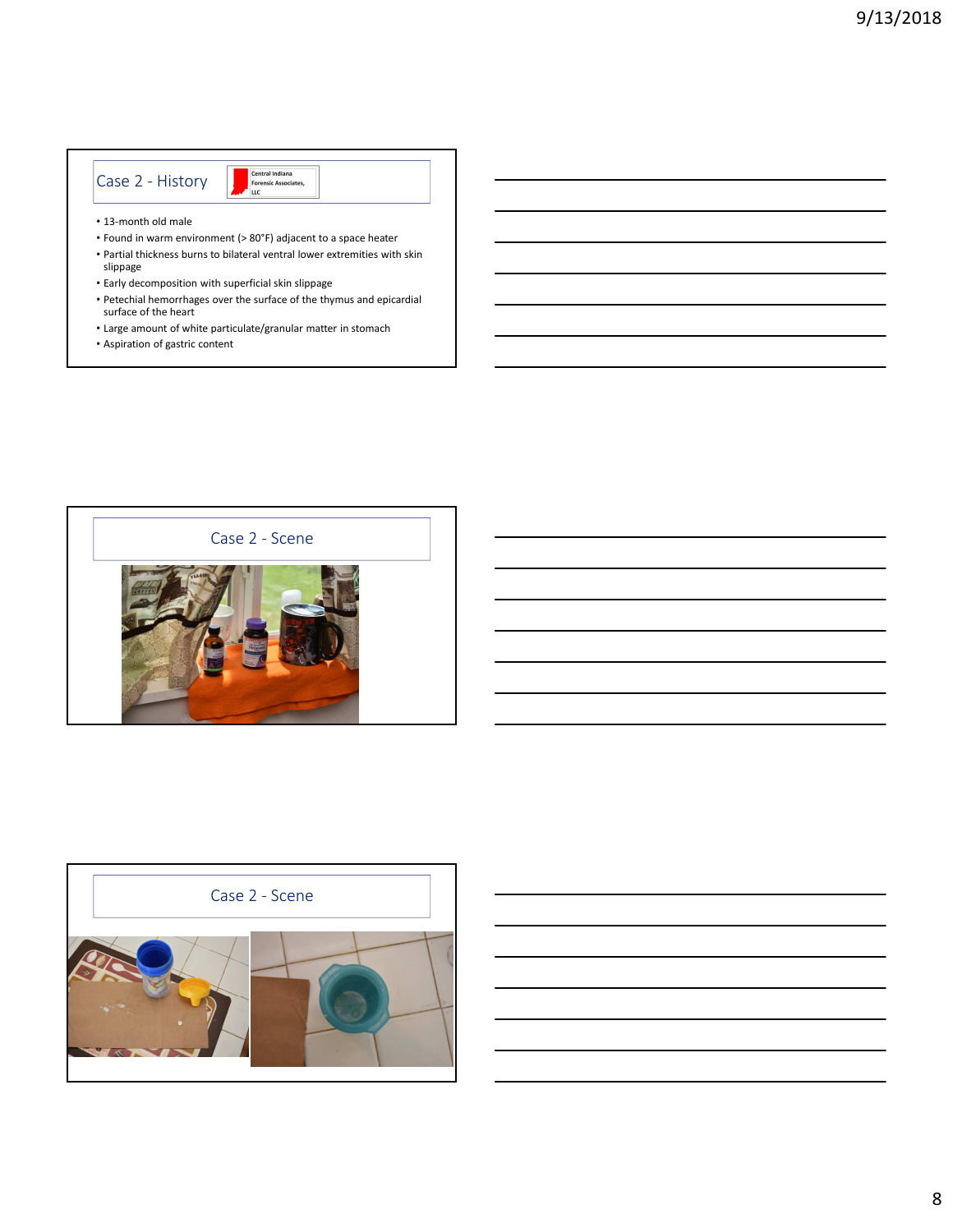## Case 2 - History

Central Indiana Forensic Associates, LLC

- 13-month old male
- Found in warm environment (> 80°F) adjacent to a space heater
- Partial thickness burns to bilateral ventral lower extremities with skin slippage
- Early decomposition with superficial skin slippage
- Petechial hemorrhages over the surface of the thymus and epicardial surface of the heart
- Large amount of white particulate/granular matter in stomach
- Aspiration of gastric content

## Case 2 - Scene

## Case 2 - Scene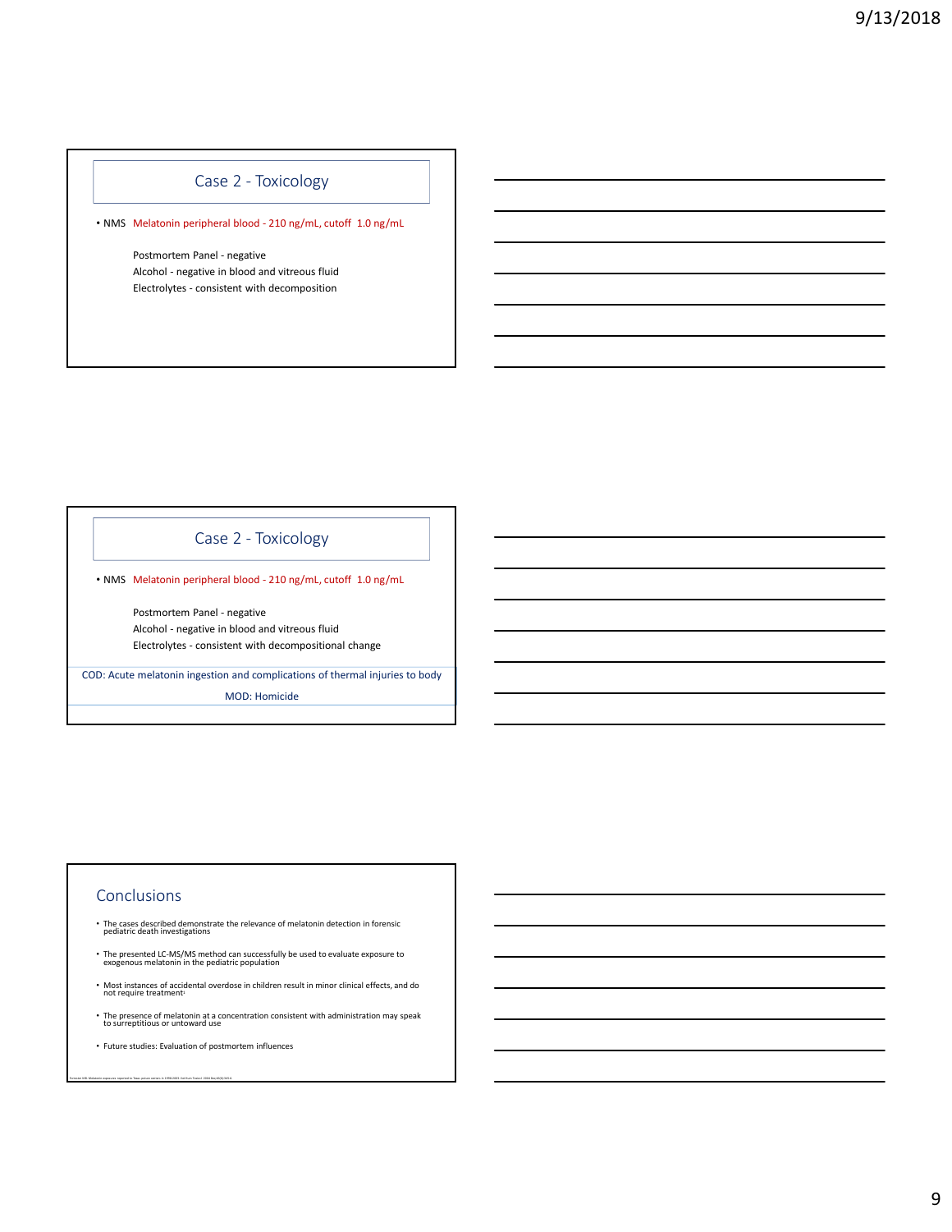## Case 2 - Toxicology

- NMS Melatonin peripheral blood - 210 ng/mL, cutoff 1.0 ng/mL

Postmortem Panel - negative
Alcohol - negative in blood and vitreous fluid
Electrolytes - consistent with decomposition

## Case 2 - Toxicology

- NMS Melatonin peripheral blood - 210 ng/mL, cutoff 1.0 ng/mL

Postmortem Panel - negative
Alcohol - negative in blood and vitreous fluid
Electrolytes - consistent with decompositional change

COD: Acute melatonin ingestion and complications of thermal injuries to body

MOD: Homicide

## Conclusions

- The cases described demonstrate the relevance of melatonin detection in forensic pediatric death investigations
- The presented LC-MS/MS method can successfully be used to evaluate exposure to exogenous melatonin in the pediatric population
- Most instances of accidental overdose in children result in minor clinical effects, and do not require treatment[1]
- The presence of melatonin at a concentration consistent with administration may speak to surreptitious or untoward use
- Future studies: Evaluation of postmortem influences

Forrester MB. Melatonin exposures reported to Texas poison centers in 1998-2003. Vet Hum Toxicol. 2004 Dec;46(6):345-6.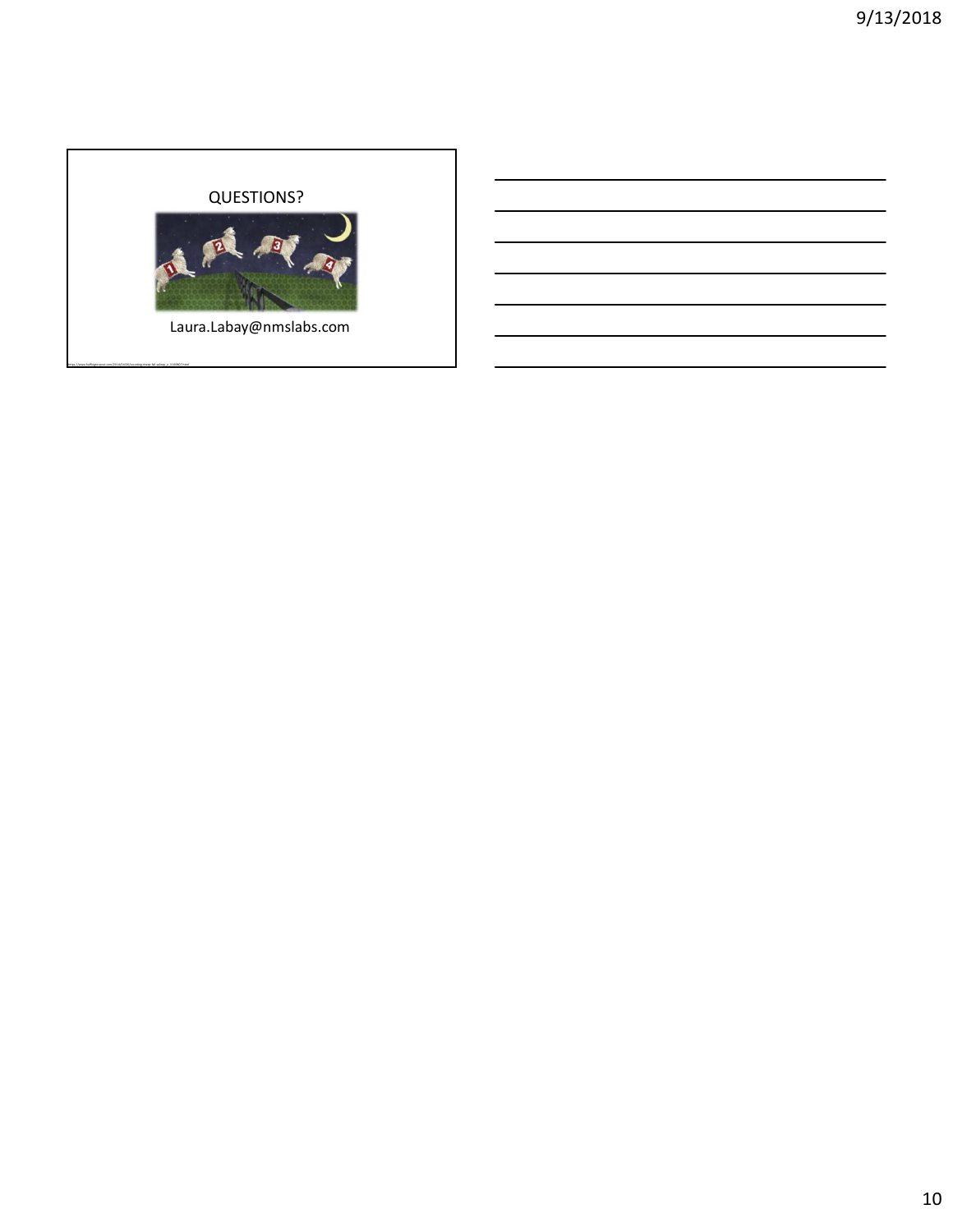QUESTIONS?

Laura.Labay@nmslabs.com